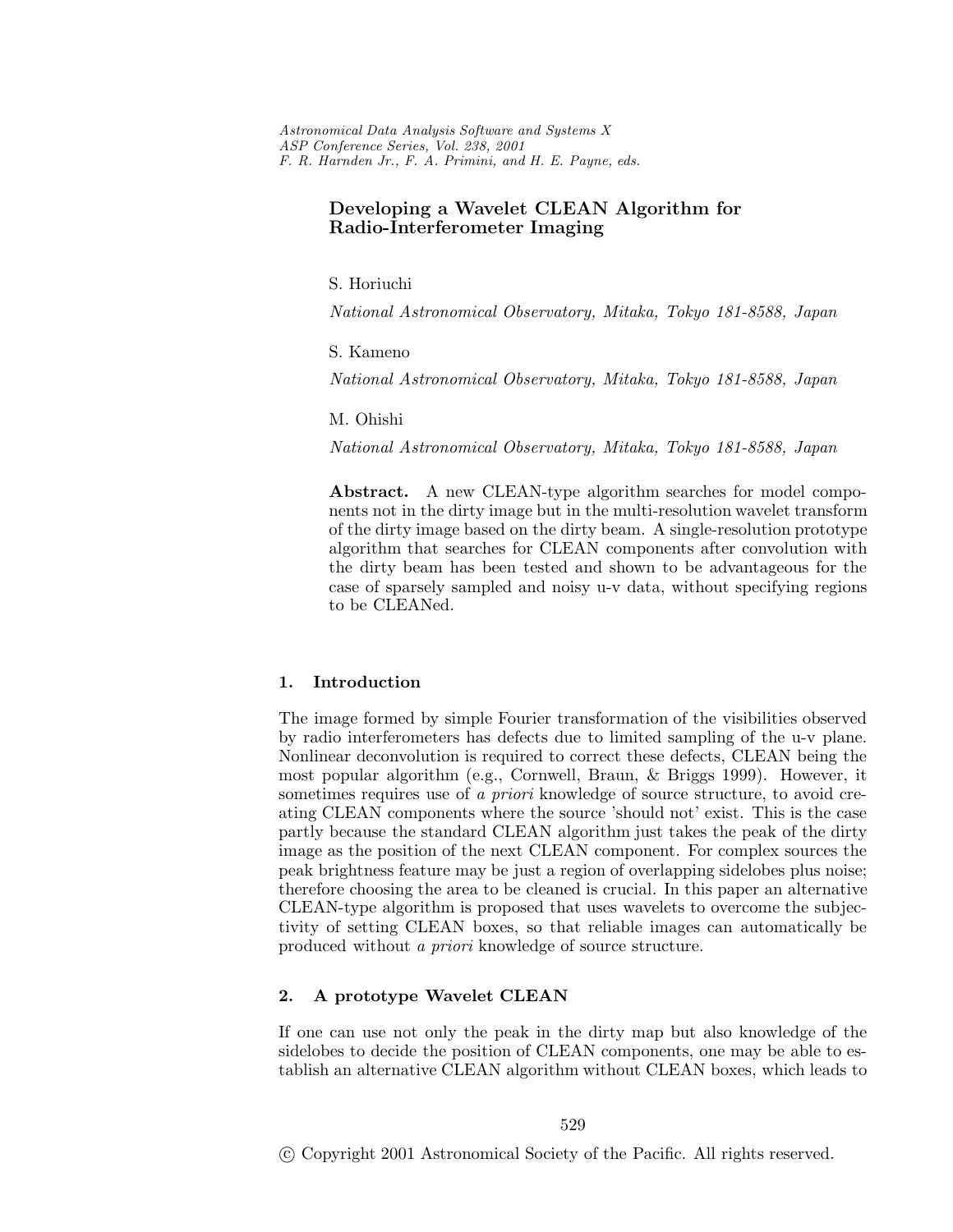# Developing a Wavelet CLEAN Algorithm for Radio-Interferometer Imaging

S. Horiuchi

*National Astronomical Observatory, Mitaka, Tokyo 181-8588, Japan*

S. Kameno

*National Astronomical Observatory, Mitaka, Tokyo 181-8588, Japan*

M. Ohishi

*National Astronomical Observatory, Mitaka, Tokyo 181-8588, Japan*

**Abstract.** A new CLEAN-type algorithm searches for model components not in the dirty image but in the multi-resolution wavelet transform of the dirty image based on the dirty beam. A single-resolution prototype algorithm that searches for CLEAN components after convolution with the dirty beam has been tested and shown to be advantageous for the case of sparsely sampled and noisy u-v data, without specifying regions to be CLEANed.

## 1. Introduction

The image formed by simple Fourier transformation of the visibilities observed by radio interferometers has defects due to limited sampling of the u-v plane. Nonlinear deconvolution is required to correct these defects, CLEAN being the most popular algorithm (e.g., Cornwell, Braun, & Briggs 1999). However, it sometimes requires use of *a priori* knowledge of source structure, to avoid creating CLEAN components where the source 'should not' exist. This is the case partly because the standard CLEAN algorithm just takes the peak of the dirty image as the position of the next CLEAN component. For complex sources the peak brightness feature may be just a region of overlapping sidelobes plus noise; therefore choosing the area to be cleaned is crucial. In this paper an alternative CLEAN-type algorithm is proposed that uses wavelets to overcome the subjectivity of setting CLEAN boxes, so that reliable images can automatically be produced without *a priori* knowledge of source structure.

## 2. A prototype Wavelet CLEAN

If one can use not only the peak in the dirty map but also knowledge of the sidelobes to decide the position of CLEAN components, one may be able to establish an alternative CLEAN algorithm without CLEAN boxes, which leads to

© Copyright 2001 Astronomical Society of the Pacific. All rights reserved.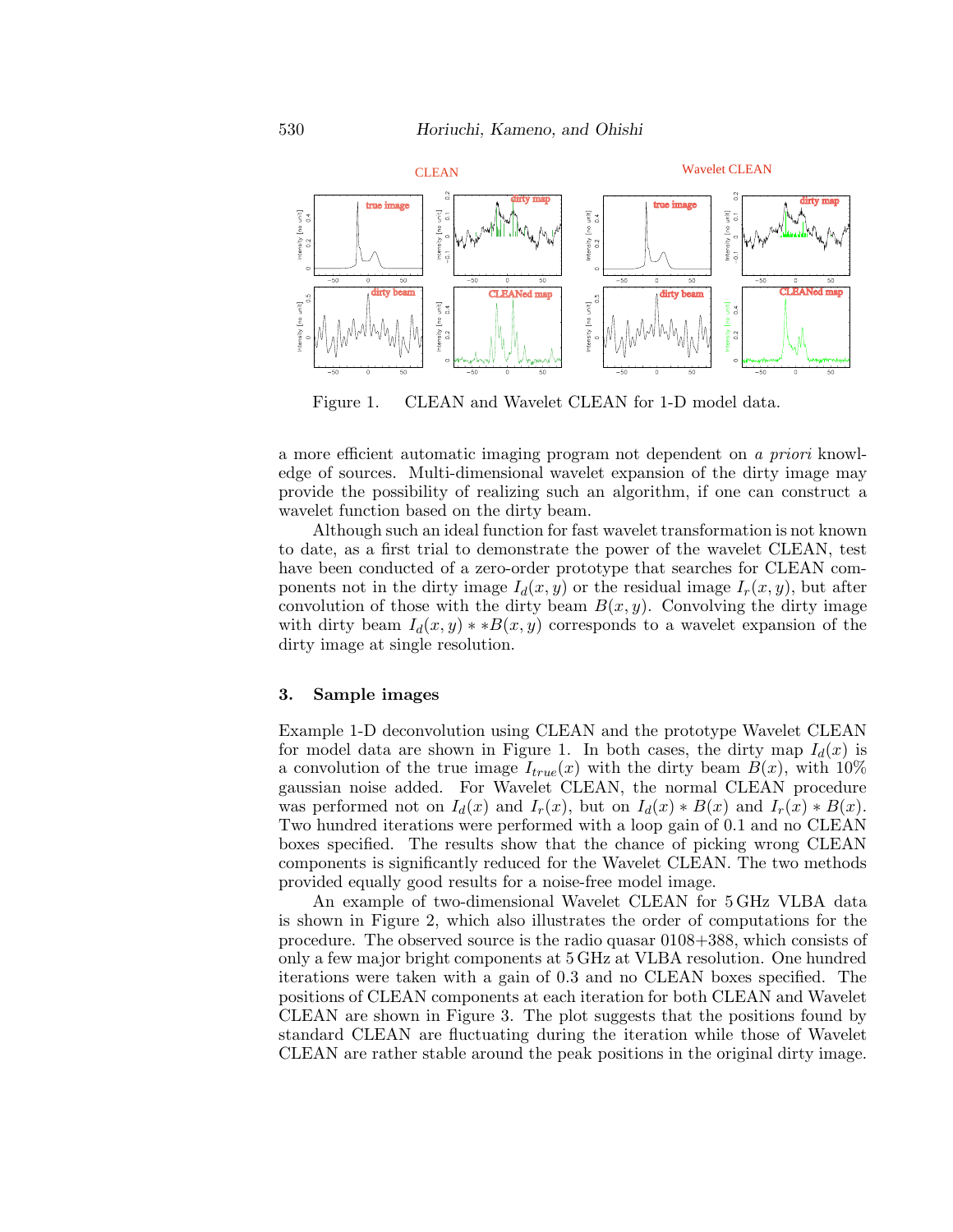Figure 1. CLEAN and Wavelet CLEAN for 1-D model data.

a more efficient automatic imaging program not dependent on *a priori* knowledge of sources. Multi-dimensional wavelet expansion of the dirty image may provide the possibility of realizing such an algorithm, if one can construct a wavelet function based on the dirty beam.

Although such an ideal function for fast wavelet transformation is not known to date, as a first trial to demonstrate the power of the wavelet CLEAN, test have been conducted of a zero-order prototype that searches for CLEAN components not in the dirty image $I_d(x, y)$ or the residual image $I_r(x, y)$, but after convolution of those with the dirty beam $B(x, y)$. Convolving the dirty image with dirty beam $I_d(x, y) * *B(x, y)$ corresponds to a wavelet expansion of the dirty image at single resolution.

## 3. Sample images

Example 1-D deconvolution using CLEAN and the prototype Wavelet CLEAN for model data are shown in Figure 1. In both cases, the dirty map $I_d(x)$ is a convolution of the true image $I_{true}(x)$ with the dirty beam $B(x)$, with 10% gaussian noise added. For Wavelet CLEAN, the normal CLEAN procedure was performed not on $I_d(x)$ and $I_r(x)$, but on $I_d(x) * B(x)$ and $I_r(x) * B(x)$. Two hundred iterations were performed with a loop gain of 0.1 and no CLEAN boxes specified. The results show that the chance of picking wrong CLEAN components is significantly reduced for the Wavelet CLEAN. The two methods provided equally good results for a noise-free model image.

An example of two-dimensional Wavelet CLEAN for 5 GHz VLBA data is shown in Figure 2, which also illustrates the order of computations for the procedure. The observed source is the radio quasar 0108+388, which consists of only a few major bright components at 5 GHz at VLBA resolution. One hundred iterations were taken with a gain of 0.3 and no CLEAN boxes specified. The positions of CLEAN components at each iteration for both CLEAN and Wavelet CLEAN are shown in Figure 3. The plot suggests that the positions found by standard CLEAN are fluctuating during the iteration while those of Wavelet CLEAN are rather stable around the peak positions in the original dirty image.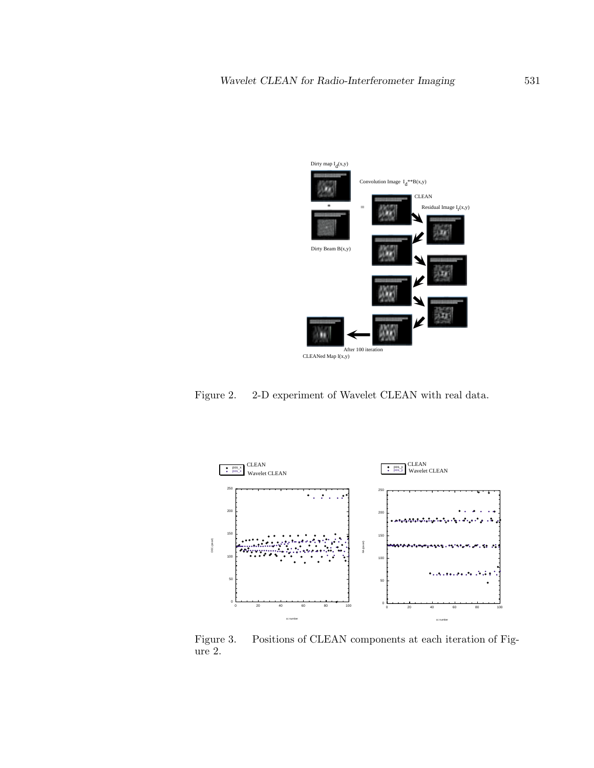Figure 2.    2-D experiment of Wavelet CLEAN with real data.

Figure 3.    Positions of CLEAN components at each iteration of Figure 2.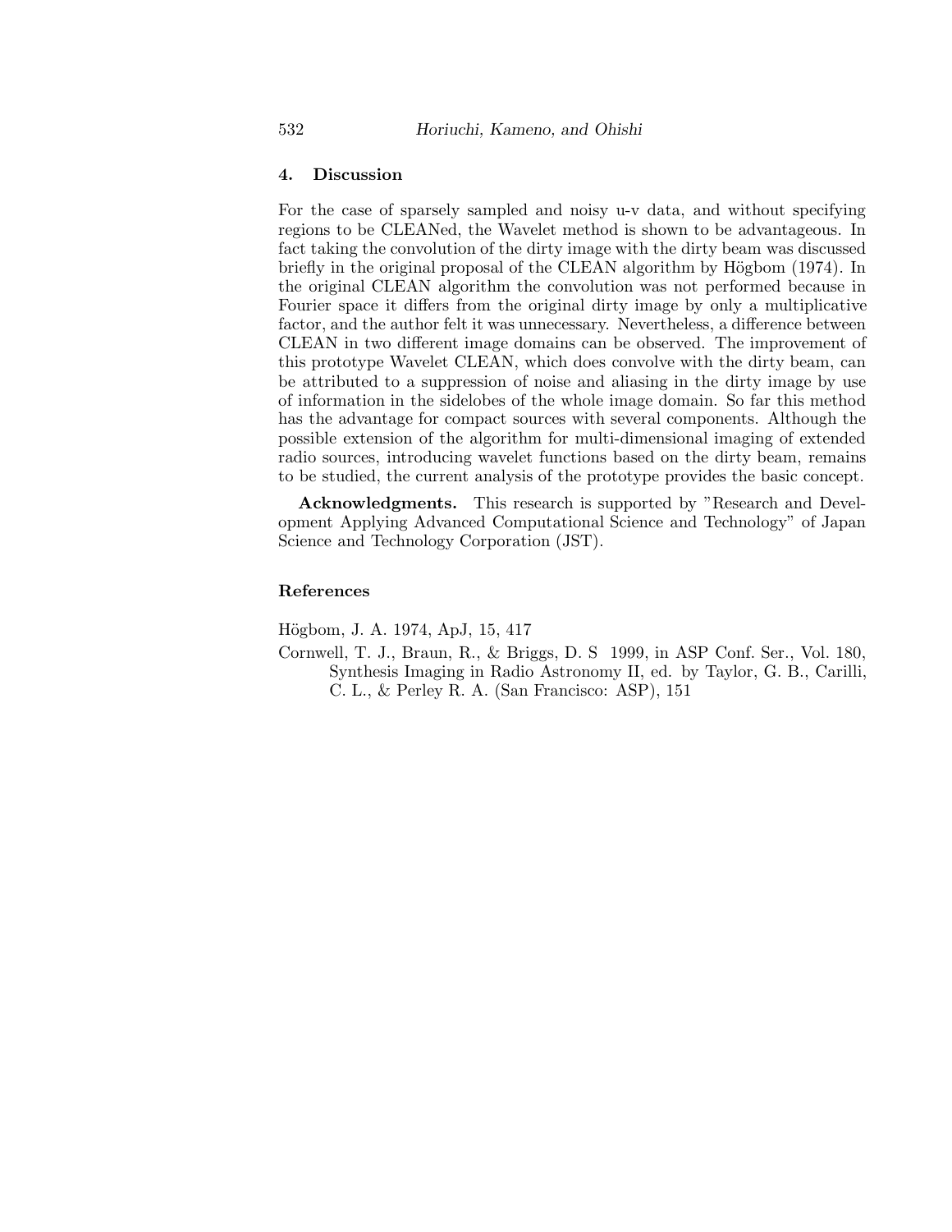## 4. Discussion

For the case of sparsely sampled and noisy u-v data, and without specifying regions to be CLEANed, the Wavelet method is shown to be advantageous. In fact taking the convolution of the dirty image with the dirty beam was discussed briefly in the original proposal of the CLEAN algorithm by Högbom (1974). In the original CLEAN algorithm the convolution was not performed because in Fourier space it differs from the original dirty image by only a multiplicative factor, and the author felt it was unnecessary. Nevertheless, a difference between CLEAN in two different image domains can be observed. The improvement of this prototype Wavelet CLEAN, which does convolve with the dirty beam, can be attributed to a suppression of noise and aliasing in the dirty image by use of information in the sidelobes of the whole image domain. So far this method has the advantage for compact sources with several components. Although the possible extension of the algorithm for multi-dimensional imaging of extended radio sources, introducing wavelet functions based on the dirty beam, remains to be studied, the current analysis of the prototype provides the basic concept.

**Acknowledgments.** This research is supported by "Research and Development Applying Advanced Computational Science and Technology" of Japan Science and Technology Corporation (JST).

## References

Högbom, J. A. 1974, ApJ, 15, 417

Cornwell, T. J., Braun, R., & Briggs, D. S 1999, in ASP Conf. Ser., Vol. 180, Synthesis Imaging in Radio Astronomy II, ed. by Taylor, G. B., Carilli, C. L., & Perley R. A. (San Francisco: ASP), 151